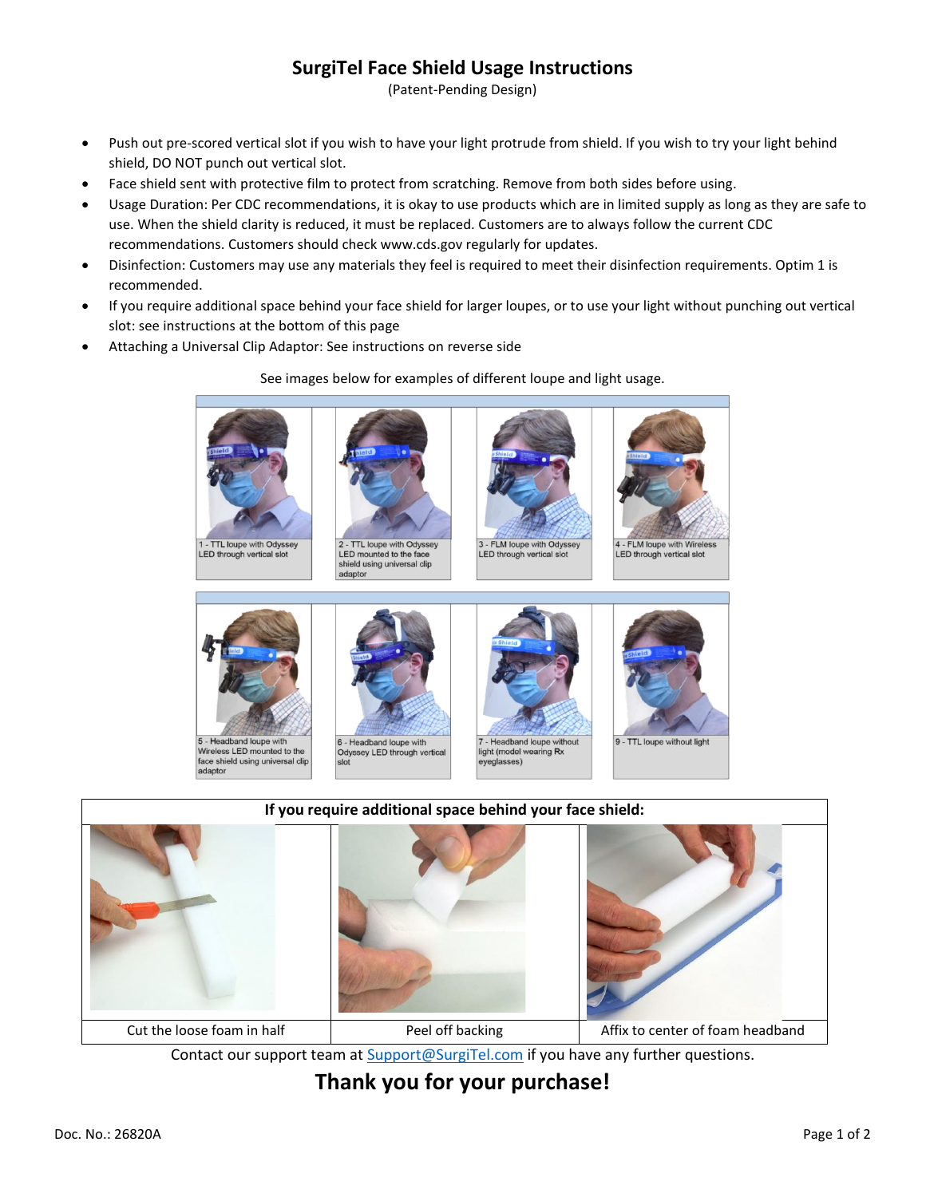# SurgiTel Face Shield Usage Instructions

(Patent-Pending Design)

- Push out pre-scored vertical slot if you wish to have your light protrude from shield. If you wish to try your light behind shield, DO NOT punch out vertical slot.
- Face shield sent with protective film to protect from scratching. Remove from both sides before using.
- Usage Duration: Per CDC recommendations, it is okay to use products which are in limited supply as long as they are safe to use. When the shield clarity is reduced, it must be replaced. Customers are to always follow the current CDC recommendations. Customers should check www.cds.gov regularly for updates.
- Disinfection: Customers may use any materials they feel is required to meet their disinfection requirements. Optim 1 is recommended.
- If you require additional space behind your face shield for larger loupes, or to use your light without punching out vertical slot: see instructions at the bottom of this page
- Attaching a Universal Clip Adaptor: See instructions on reverse side

See images below for examples of different loupe and light usage.

| | | | |
|---|---|---|---|
| 1 - TTL loupe with Odyssey LED through vertical slot | 2 - TTL loupe with Odyssey LED mounted to the face shield using universal clip adaptor | 3 - FLM loupe with Odyssey LED through vertical slot | 4 - FLM loupe with Wireless LED through vertical slot |
| 5 - Headband loupe with Wireless LED mounted to the face shield using universal clip adaptor | 6 - Headband loupe with Odyssey LED through vertical slot | 7 - Headband loupe without light (model wearing Rx eyeglasses) | 9 - TTL loupe without light |

| If you require additional space behind your face shield: | | |
|---|---|---|
| Cut the loose foam in half | Peel off backing | Affix to center of foam headband |

Contact our support team at [Support@SurgiTel.com](mailto:Support@SurgiTel.com) if you have any further questions.

## Thank you for your purchase!

Doc. No.: 26820A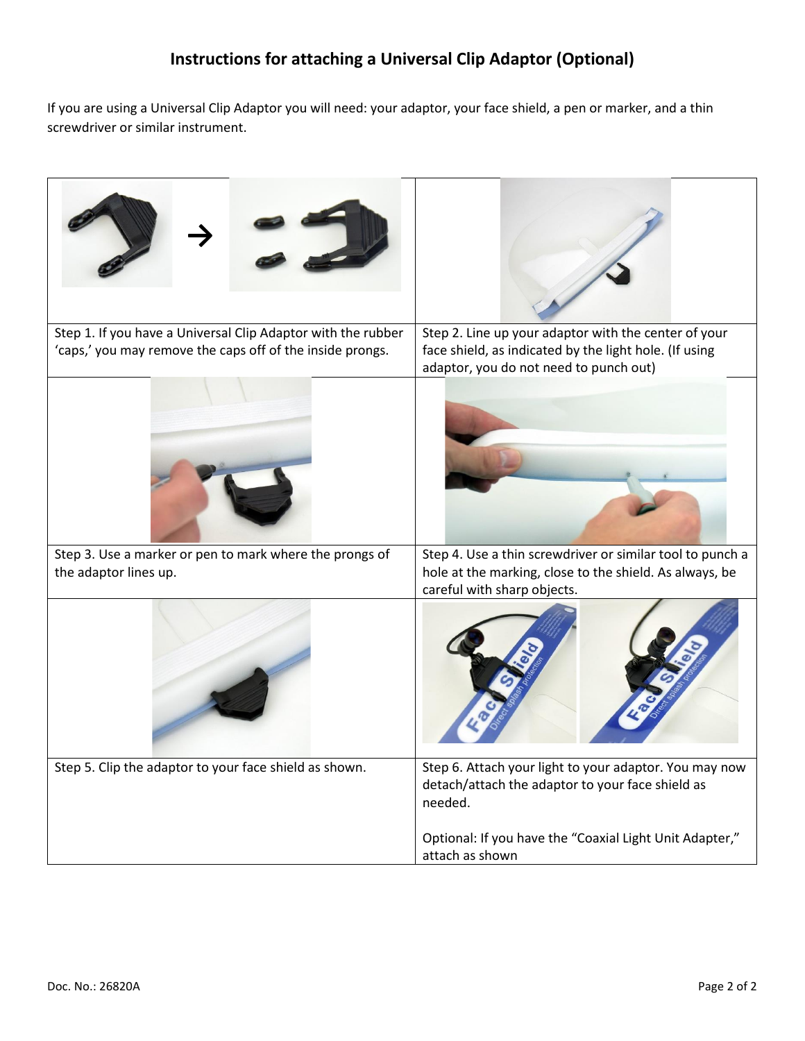## Instructions for attaching a Universal Clip Adaptor (Optional)

If you are using a Universal Clip Adaptor you will need: your adaptor, your face shield, a pen or marker, and a thin screwdriver or similar instrument.

| | |
|---|---|
| Step 1. If you have a Universal Clip Adaptor with the rubber 'caps,' you may remove the caps off of the inside prongs. | Step 2. Line up your adaptor with the center of your face shield, as indicated by the light hole. (If using adaptor, you do not need to punch out) |
| Step 3. Use a marker or pen to mark where the prongs of the adaptor lines up. | Step 4. Use a thin screwdriver or similar tool to punch a hole at the marking, close to the shield. As always, be careful with sharp objects. |
| Step 5. Clip the adaptor to your face shield as shown. | Step 6. Attach your light to your adaptor. You may now detach/attach the adaptor to your face shield as needed.<br><br>Optional: If you have the "Coaxial Light Unit Adapter," attach as shown |

Doc. No.: 26820A